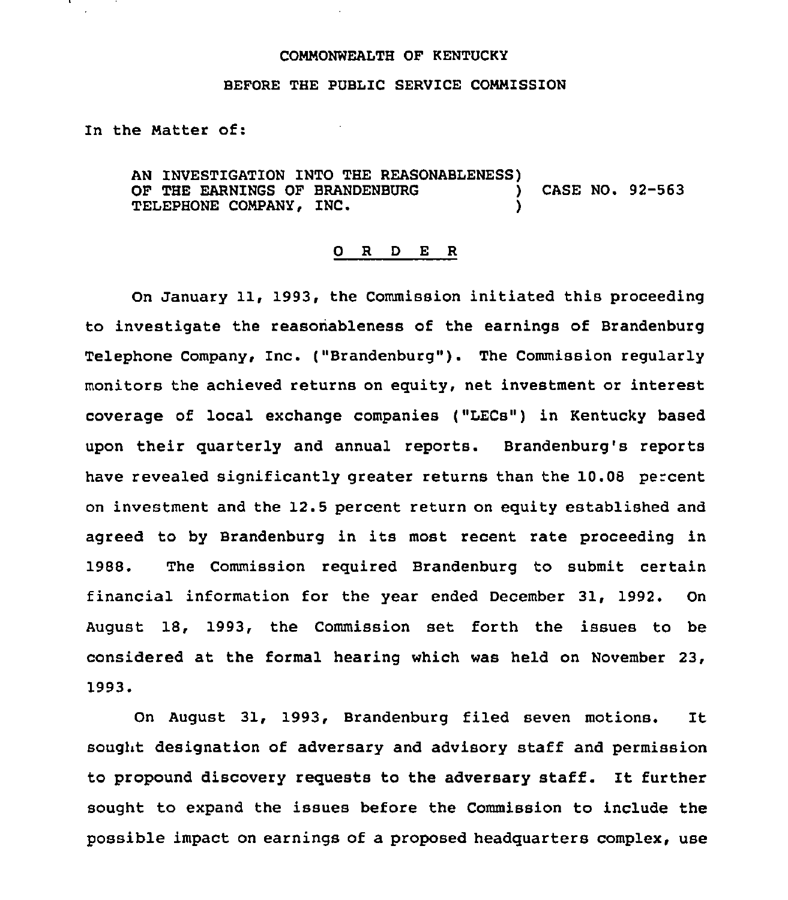COMMONWEALTH OF KENTUCKY

BEFORE THE PUBLIC SERVICE COMMISSION

In the Matter of:

AN INVESTIGATION INTO THE REASONABLENESS) OF THE EARNINGS OF BRANDENBURG ) CASE NO. 92-563 TELEPHONE COMPANY, INC. )

## O R D E R

On January 11, 1993, the Commission initiated this proceeding to investigate the reasonableness of the earnings of Brandenburg Telephone Company, Inc. ("Brandenburg"). The Commission regularly monitors the achieved returns on equity, net investment or interest coverage of local exchange companies ("LECs") in Kentucky based upon their quarterly and annual reports. Brandenburg's reports have revealed significantly greater returns than the 10.08 percent on investment and the 12.5 percent return on equity established and agreed to by Brandenburg in its most recent rate proceeding in 1988. The Commission required Brandenburg to submit certain financial information for the year ended December 31, 1992. On August 18, 1993, the Commission set forth the issues to be considered at the formal hearing which was held on November 23, 1993.

On August 31, 1993, Brandenburg filed seven motions. It sought designation of adversary and advisory staff and permission to propound discovery requests to the adversary staff. It further sought to expand the issues before the Commission to include the possible impact on earnings of a proposed headquarters complex, use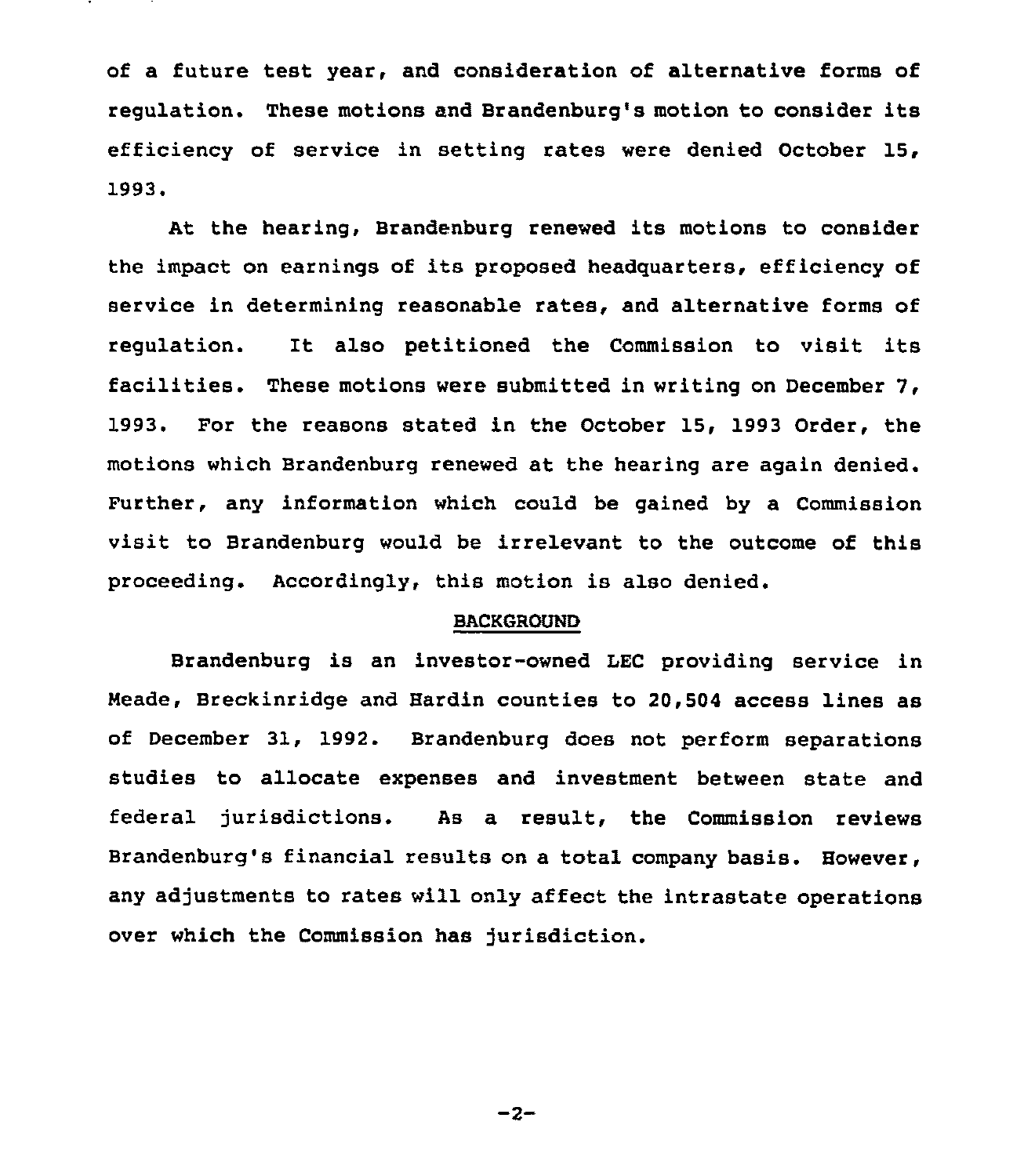of a future test year, and consideration of alternative forms of regulation. These motions and Brandenburg's motion to consider its efficiency of service in setting rates were denied October 15, 1993.

At the hearing, Brandenburg renewed its motions to consider the impact on earnings of its proposed headquarters, efficiency of service in determining reasonable rates, and alternative forms of regulation. It also petitioned the Commission to visit its facilities. These motions were submitted in writing on December 7, 1993. For the reasons stated in the October 15, 1993 Order, the motions which Brandenburg renewed at the hearing are again denied. Further, any information which could be gained by a Commission visit to Brandenburg would be irrelevant to the outcome of this proceeding. Accordingly, this motion is also denied.

## BACKGROUND

Brandenburg is an investor-owned LEC providing service in Meade, Breckinridge and Hardin counties to 20,504 access lines as of December 31, 1992. Brandenburg does not perform separations studies to allocate expenses and investment between state and federal jurisdictions. As a result, the Commission reviews Brandenburg's financial results on a total company basis. However, any adjustments to rates will only affect the intrastate operations over which the Commission has jurisdiction.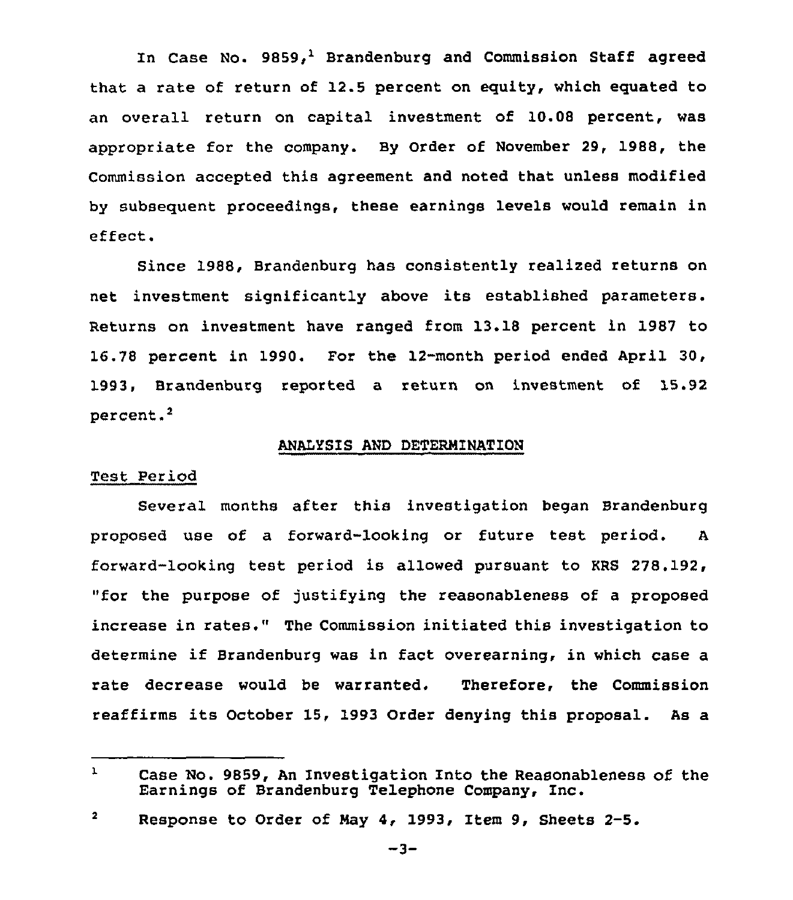In Case No. 9859,[1] Brandenburg and Commission Staff agreed that a rate of return of 12.5 percent on equity, which equated to an overall return on capital investment of 10.08 percent, was appropriate for the company. By Order of November 29, 1988, the Commission accepted this agreement and noted that unless modified by subsequent proceedings, these earnings levels would remain in effect.

Since 1988, Brandenburg has consistently realized returns on net investment significantly above its established parameters. Returns on investment have ranged from 13.18 percent in 1987 to 16.78 percent in 1990. For the 12-month period ended April 30, 1993, Brandenburg reported a return on investment of 15.92 percent.[2]

## ANALYSIS AND DETERMINATION

### Test Period

Several months after this investigation began Brandenburg proposed use of a forward-looking or future test period. A forward-looking test period is allowed pursuant to KRS 278.192, "for the purpose of justifying the reasonableness of a proposed increase in rates." The Commission initiated this investigation to determine if Brandenburg was in fact overearning, in which case a rate decrease would be warranted. Therefore, the Commission reaffirms its October 15, 1993 Order denying this proposal. As a

---

[1] Case No. 9859, An Investigation Into the Reasonableness of the Earnings of Brandenburg Telephone Company, Inc.

[2] Response to Order of May 4, 1993, Item 9, Sheets 2-5.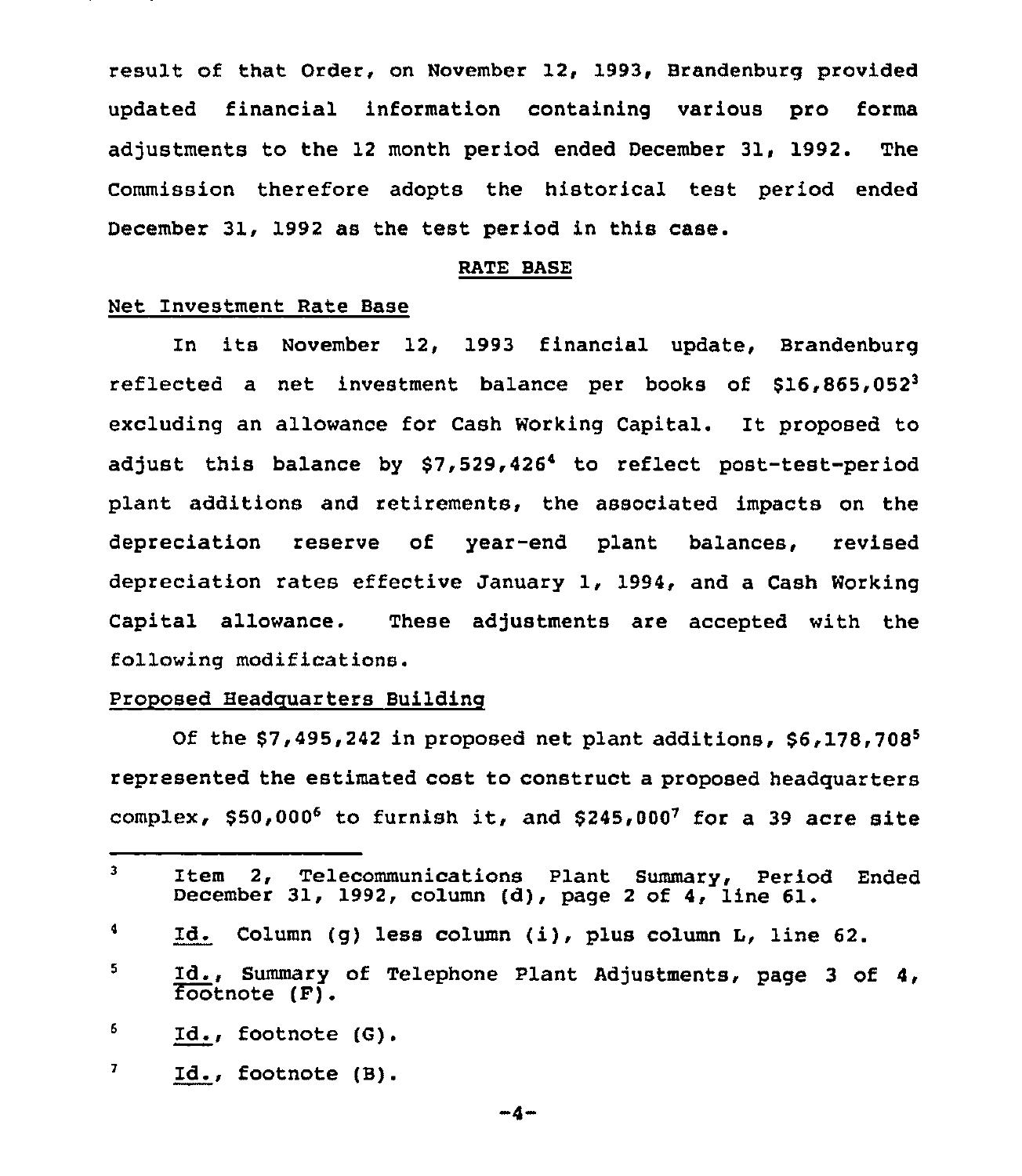result of that Order, on November 12, 1993, Brandenburg provided updated financial information containing various pro forma adjustments to the 12 month period ended December 31, 1992. The Commission therefore adopts the historical test period ended December 31, 1992 as the test period in this case.

## RATE BASE

### Net Investment Rate Base

In its November 12, 1993 financial update, Brandenburg reflected a net investment balance per books of $16,865,052[3] excluding an allowance for Cash Working Capital. It proposed to adjust this balance by $7,529,426[4] to reflect post-test-period plant additions and retirements, the associated impacts on the depreciation reserve of year-end plant balances, revised depreciation rates effective January 1, 1994, and a Cash Working Capital allowance. These adjustments are accepted with the following modifications.

### Proposed Headquarters Building

Of the $7,495,242 in proposed net plant additions, $6,178,708[5] represented the estimated cost to construct a proposed headquarters complex, $50,000[6] to furnish it, and $245,000[7] for a 39 acre site

---

[3] Item 2, Telecommunications Plant Summary, Period Ended December 31, 1992, column (d), page 2 of 4, line 61.

[4] Id. Column (g) less column (i), plus column L, line 62.

[5] Id., Summary of Telephone Plant Adjustments, page 3 of 4, footnote (F).

[6] Id., footnote (G).

[7] Id., footnote (B).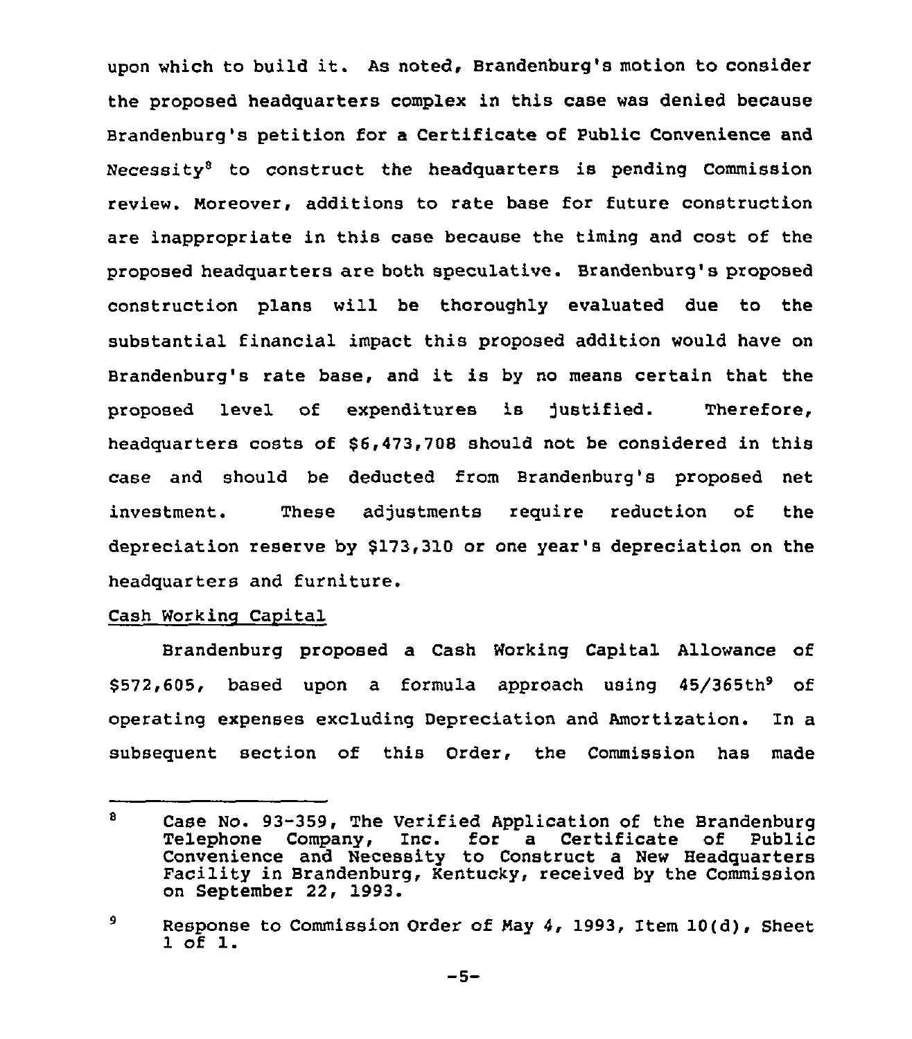upon which to build it. As noted, Brandenburg's motion to consider the proposed headquarters complex in this case was denied because Brandenburg's petition for a Certificate of Public Convenience and Necessity[8] to construct the headquarters is pending Commission review. Moreover, additions to rate base for future construction are inappropriate in this case because the timing and cost of the proposed headquarters are both speculative. Brandenburg's proposed construction plans will be thoroughly evaluated due to the substantial financial impact this proposed addition would have on Brandenburg's rate base, and it is by no means certain that the proposed level of expenditures is justified. Therefore, headquarters costs of $6,473,708 should not be considered in this case and should be deducted from Brandenburg's proposed net investment. These adjustments require reduction of the depreciation reserve by $173,310 or one year's depreciation on the headquarters and furniture.

Cash Working Capital

Brandenburg proposed a Cash Working Capital Allowance of $572,605, based upon a formula approach using 45/365th[9] of operating expenses excluding Depreciation and Amortization. In a subsequent section of this Order, the Commission has made

---

[8] Case No. 93-359, The Verified Application of the Brandenburg Telephone Company, Inc. for a Certificate of Public Convenience and Necessity to Construct a New Headquarters Facility in Brandenburg, Kentucky, received by the Commission on September 22, 1993.

[9] Response to Commission Order of May 4, 1993, Item 10(d), Sheet 1 of 1.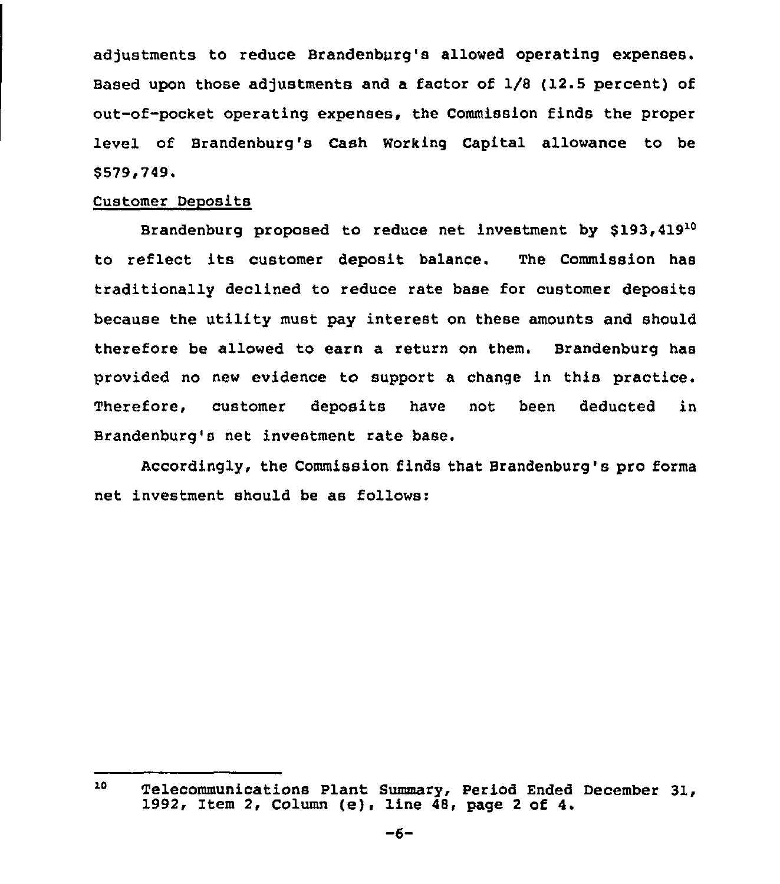adjustments to reduce Brandenburg's allowed operating expenses. Based upon those adjustments and a factor of 1/8 (12.5 percent) of out-of-pocket operating expenses, the Commission finds the proper level of Brandenburg's Cash Working Capital allowance to be $579,749.

Customer Deposits

Brandenburg proposed to reduce net investment by $193,419[10] to reflect its customer deposit balance. The Commission has traditionally declined to reduce rate base for customer deposits because the utility must pay interest on these amounts and should therefore be allowed to earn a return on them. Brandenburg has provided no new evidence to support a change in this practice. Therefore, customer deposits have not been deducted in Brandenburg's net investment rate base.

Accordingly, the Commission finds that Brandenburg's pro forma net investment should be as follows:

---

[10] Telecommunications Plant Summary, Period Ended December 31, 1992, Item 2, Column (e), line 48, page 2 of 4.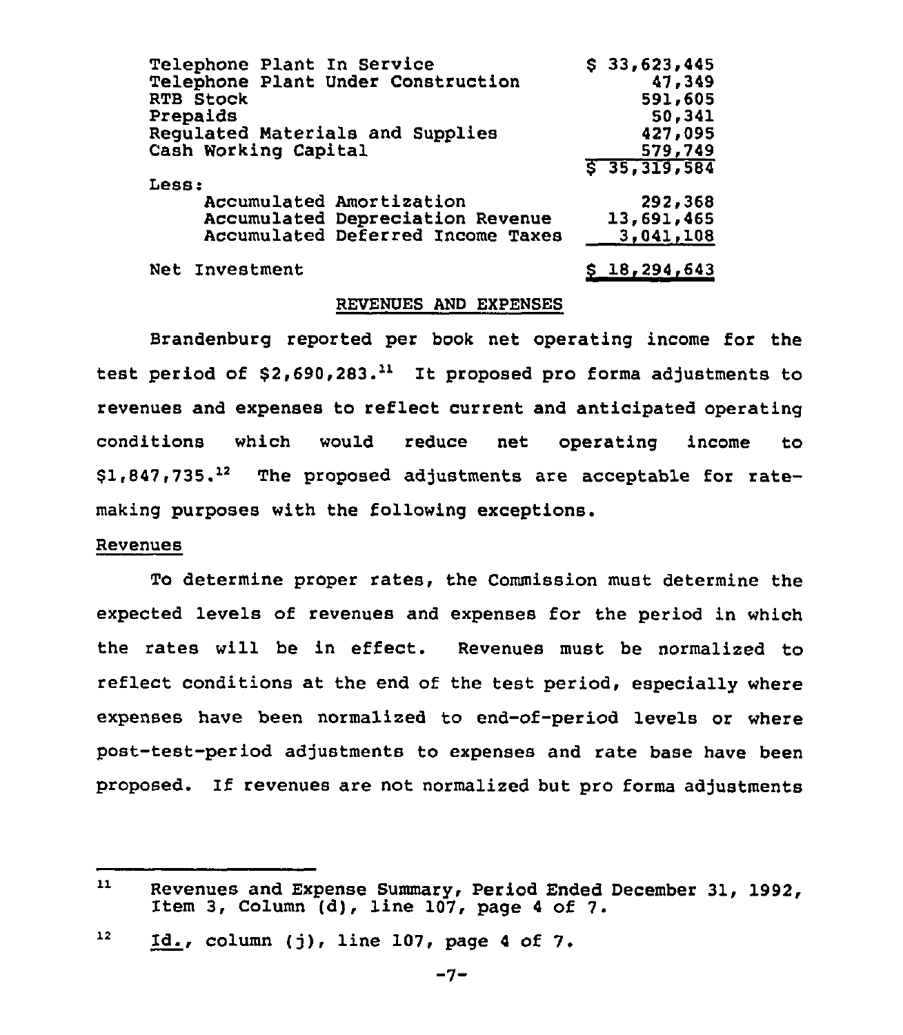| | |
|---|---|
| Telephone Plant In Service | $ 33,623,445 |
| Telephone Plant Under Construction | 47,349 |
| RTB Stock | 591,605 |
| Prepaids | 50,341 |
| Regulated Materials and Supplies | 427,095 |
| Cash Working Capital | 579,749 |
| | $ 35,319,584 |
| Less: | |
| Accumulated Amortization | 292,368 |
| Accumulated Depreciation Revenue | 13,691,465 |
| Accumulated Deferred Income Taxes | 3,041,108 |
| Net Investment | $ 18,294,643 |

## REVENUES AND EXPENSES

Brandenburg reported per book net operating income for the test period of $2,690,283.[11] It proposed pro forma adjustments to revenues and expenses to reflect current and anticipated operating conditions which would reduce net operating income to $1,847,735.[12] The proposed adjustments are acceptable for rate-making purposes with the following exceptions.

### Revenues

To determine proper rates, the Commission must determine the expected levels of revenues and expenses for the period in which the rates will be in effect. Revenues must be normalized to reflect conditions at the end of the test period, especially where expenses have been normalized to end-of-period levels or where post-test-period adjustments to expenses and rate base have been proposed. If revenues are not normalized but pro forma adjustments

---

[11] Revenues and Expense Summary, Period Ended December 31, 1992, Item 3, Column (d), line 107, page 4 of 7.

[12] Id., column (j), line 107, page 4 of 7.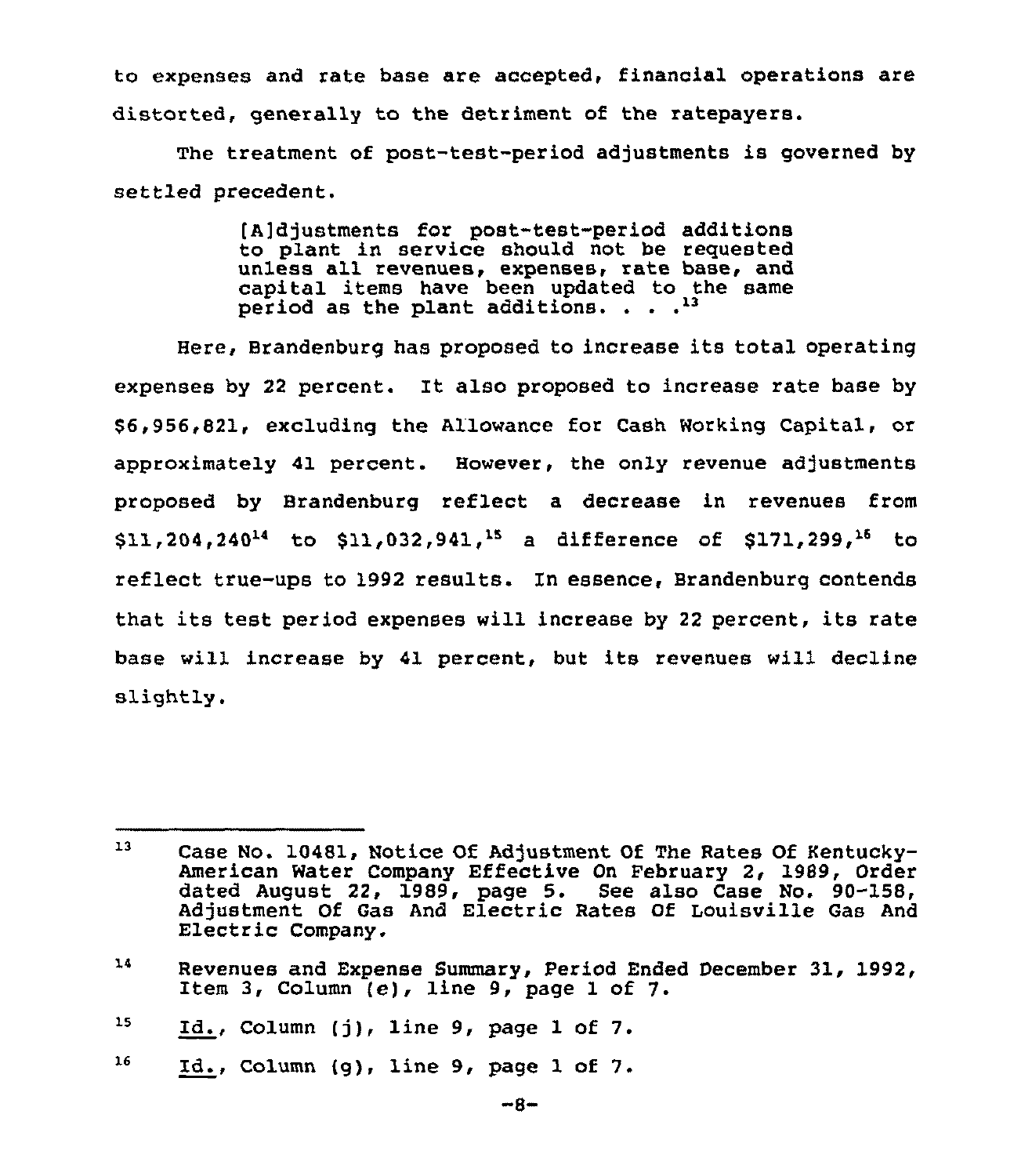to expenses and rate base are accepted, financial operations are distorted, generally to the detriment of the ratepayers.

The treatment of post-test-period adjustments is governed by settled precedent.

> [A]djustments for post-test-period additions to plant in service should not be requested unless all revenues, expenses, rate base, and capital items have been updated to the same period as the plant additions. . . .[13]

Here, Brandenburg has proposed to increase its total operating expenses by 22 percent. It also proposed to increase rate base by $6,956,821, excluding the Allowance for Cash Working Capital, or approximately 41 percent. However, the only revenue adjustments proposed by Brandenburg reflect a decrease in revenues from $11,204,240[14] to $11,032,941,[15] a difference of $171,299,[16] to reflect true-ups to 1992 results. In essence, Brandenburg contends that its test period expenses will increase by 22 percent, its rate base will increase by 41 percent, but its revenues will decline slightly.

---

[13] Case No. 10481, Notice Of Adjustment Of The Rates Of Kentucky-American Water Company Effective On February 2, 1989, Order dated August 22, 1989, page 5. See also Case No. 90-158, Adjustment Of Gas And Electric Rates Of Louisville Gas And Electric Company.

[14] Revenues and Expense Summary, Period Ended December 31, 1992, Item 3, Column (e), line 9, page 1 of 7.

[15] Id., Column (j), line 9, page 1 of 7.

[16] Id., Column (g), line 9, page 1 of 7.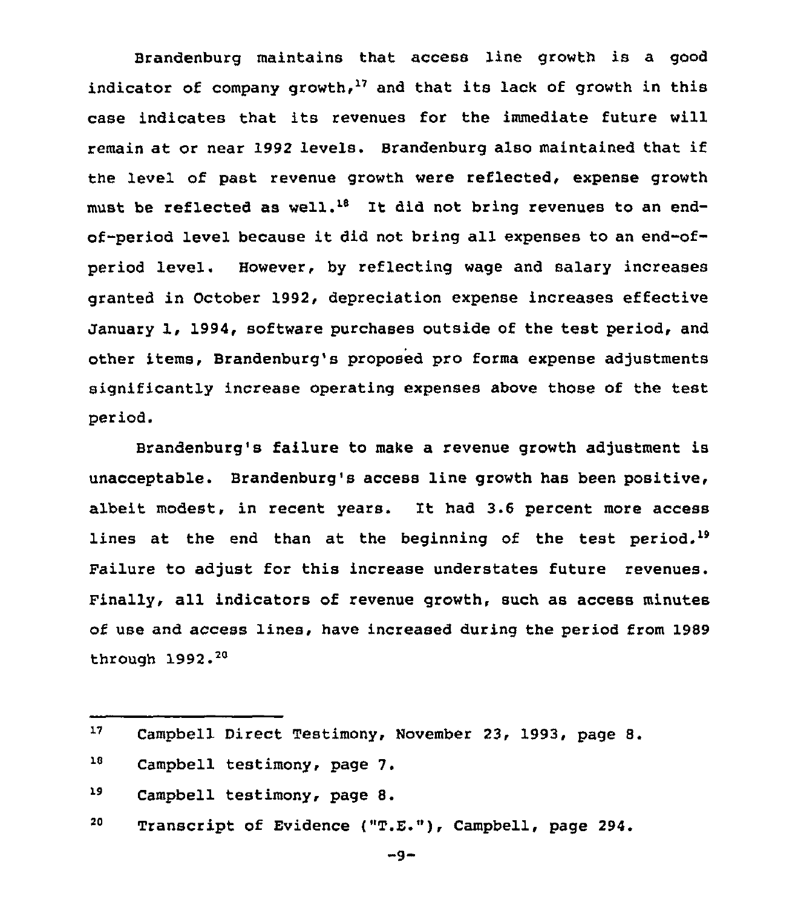Brandenburg maintains that access line growth is a good indicator of company growth,[17] and that its lack of growth in this case indicates that its revenues for the immediate future will remain at or near 1992 levels. Brandenburg also maintained that if the level of past revenue growth were reflected, expense growth must be reflected as well.[18] It did not bring revenues to an end-of-period level because it did not bring all expenses to an end-of-period level. However, by reflecting wage and salary increases granted in October 1992, depreciation expense increases effective January 1, 1994, software purchases outside of the test period, and other items, Brandenburg's proposed pro forma expense adjustments significantly increase operating expenses above those of the test period.

Brandenburg's failure to make a revenue growth adjustment is unacceptable. Brandenburg's access line growth has been positive, albeit modest, in recent years. It had 3.6 percent more access lines at the end than at the beginning of the test period.[19] Failure to adjust for this increase understates future revenues. Finally, all indicators of revenue growth, such as access minutes of use and access lines, have increased during the period from 1989 through 1992.[20]

---

[17] Campbell Direct Testimony, November 23, 1993, page 8.

[18] Campbell testimony, page 7.

[19] Campbell testimony, page 8.

[20] Transcript of Evidence ("T.E."), Campbell, page 294.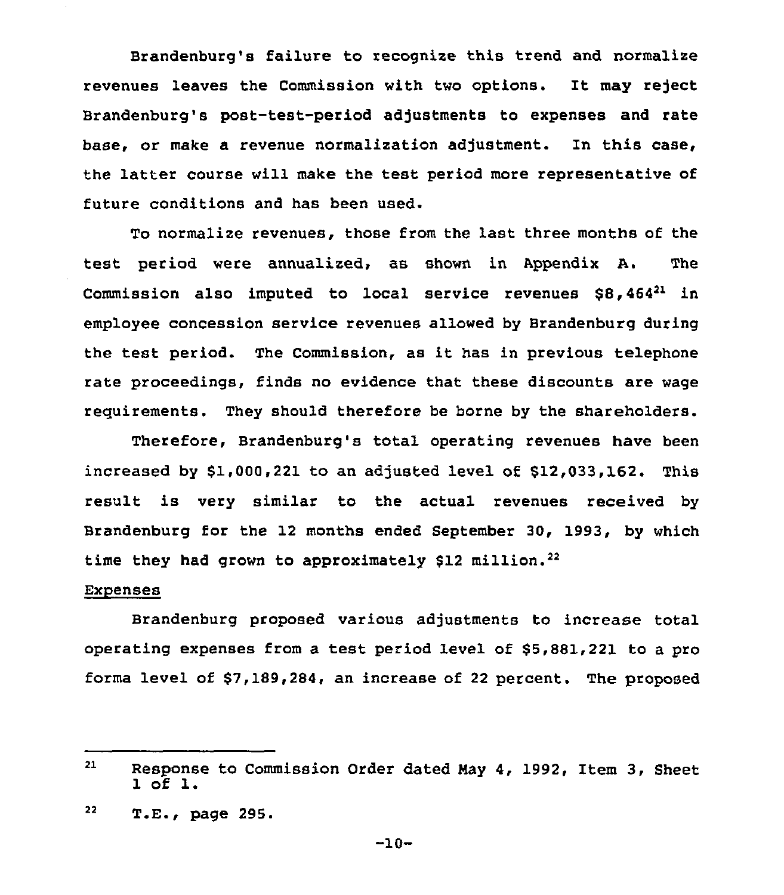Brandenburg's failure to recognize this trend and normalize revenues leaves the Commission with two options. It may reject Brandenburg's post-test-period adjustments to expenses and rate base, or make a revenue normalization adjustment. In this case, the latter course will make the test period more representative of future conditions and has been used.

To normalize revenues, those from the last three months of the test period were annualized, as shown in Appendix A. The Commission also imputed to local service revenues $8,464[21] in employee concession service revenues allowed by Brandenburg during the test period. The Commission, as it has in previous telephone rate proceedings, finds no evidence that these discounts are wage requirements. They should therefore be borne by the shareholders.

Therefore, Brandenburg's total operating revenues have been increased by $1,000,221 to an adjusted level of $12,033,162. This result is very similar to the actual revenues received by Brandenburg for the 12 months ended September 30, 1993, by which time they had grown to approximately $12 million.[22]

Expenses

Brandenburg proposed various adjustments to increase total operating expenses from a test period level of $5,881,221 to a pro forma level of $7,189,284, an increase of 22 percent. The proposed

---

[21] Response to Commission Order dated May 4, 1992, Item 3, Sheet 1 of 1.

[22] T.E., page 295.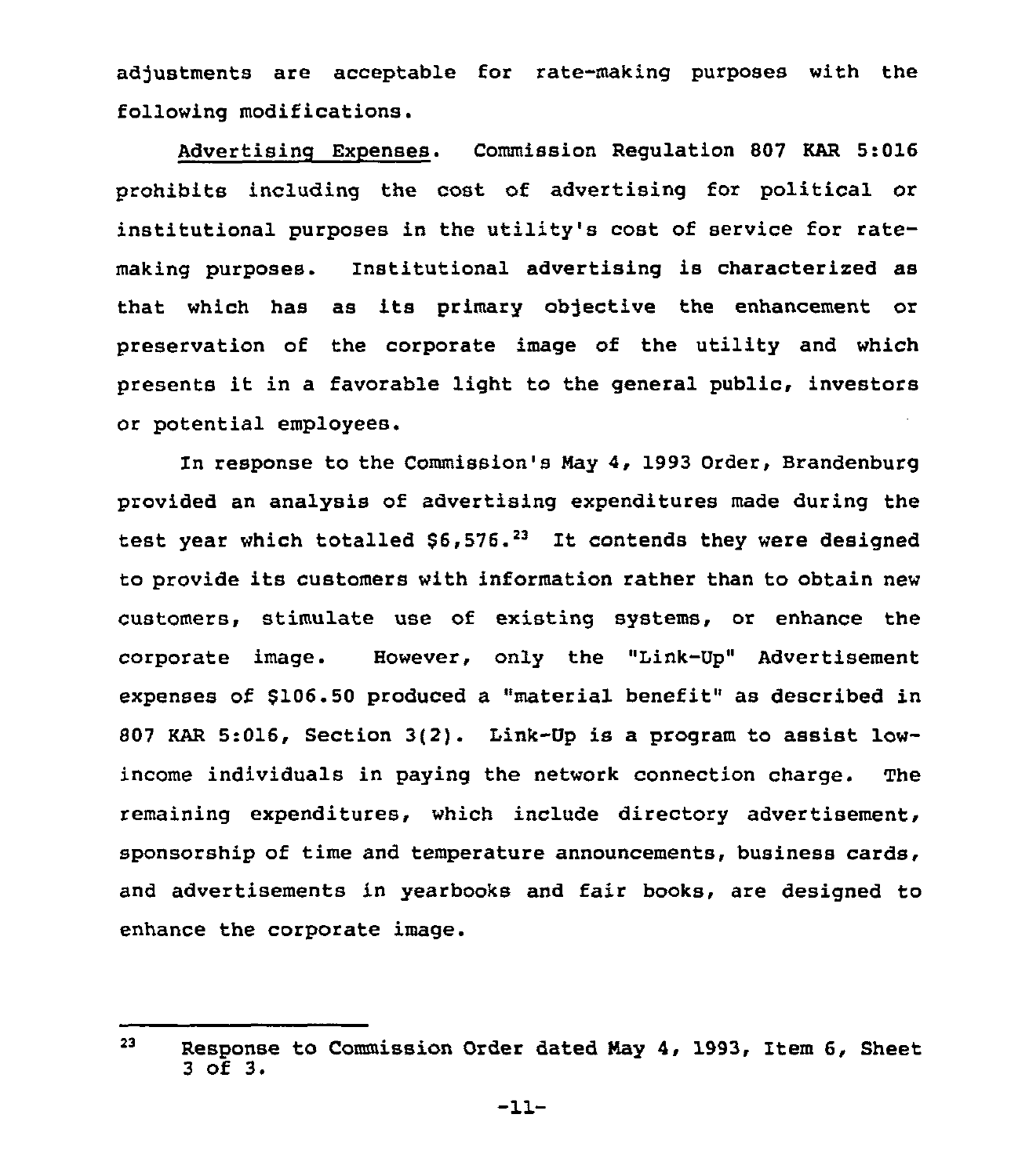adjustments are acceptable for rate-making purposes with the following modifications.

Advertising Expenses. Commission Regulation 807 KAR 5:016 prohibits including the cost of advertising for political or institutional purposes in the utility's cost of service for rate-making purposes. Institutional advertising is characterized as that which has as its primary objective the enhancement or preservation of the corporate image of the utility and which presents it in a favorable light to the general public, investors or potential employees.

In response to the Commission's May 4, 1993 Order, Brandenburg provided an analysis of advertising expenditures made during the test year which totalled $6,576.[23] It contends they were designed to provide its customers with information rather than to obtain new customers, stimulate use of existing systems, or enhance the corporate image. However, only the "Link-Up" Advertisement expenses of $106.50 produced a "material benefit" as described in 807 KAR 5:016, Section 3(2). Link-Up is a program to assist low-income individuals in paying the network connection charge. The remaining expenditures, which include directory advertisement, sponsorship of time and temperature announcements, business cards, and advertisements in yearbooks and fair books, are designed to enhance the corporate image.

---

[23] Response to Commission Order dated May 4, 1993, Item 6, Sheet 3 of 3.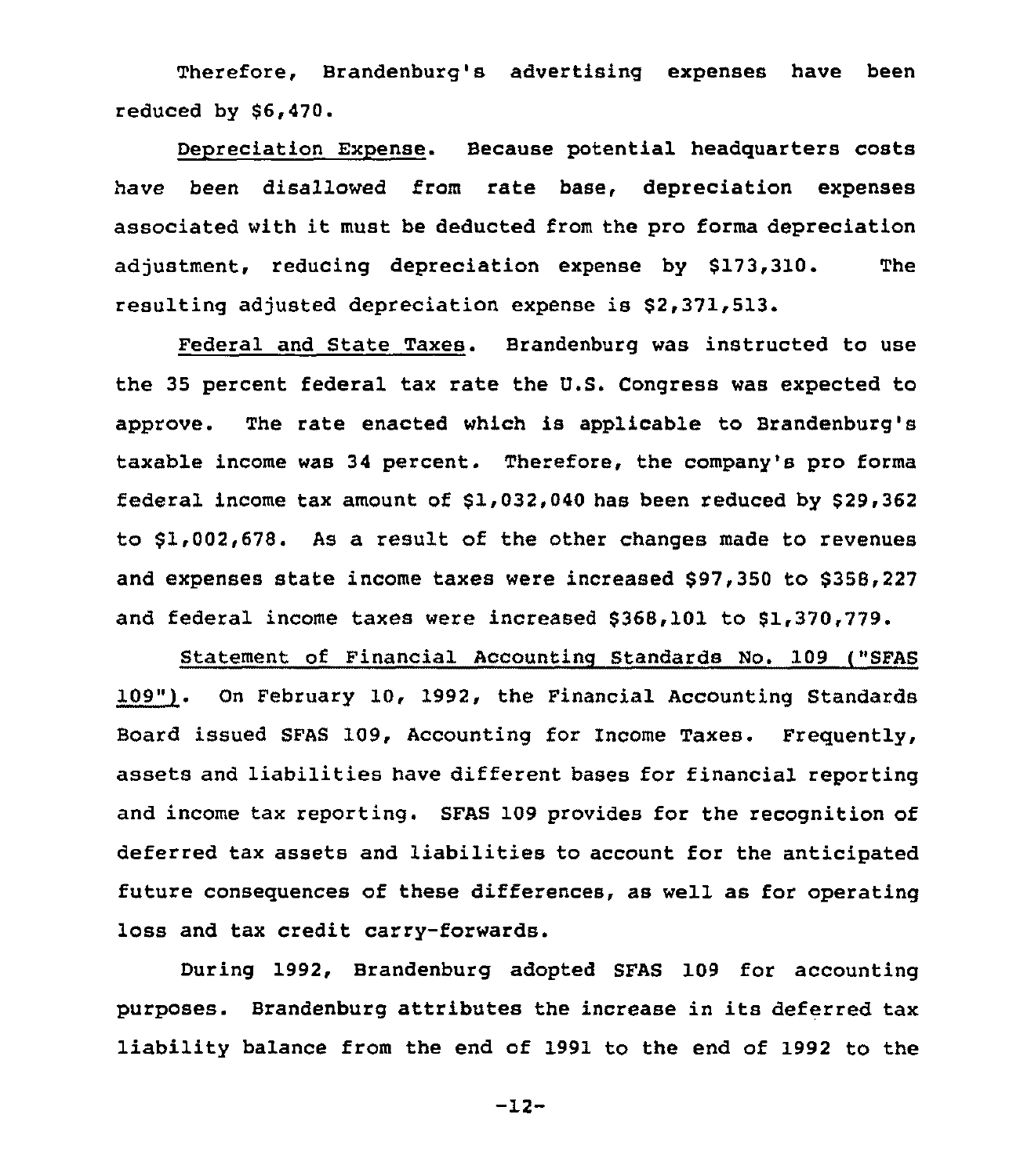Therefore, Brandenburg's advertising expenses have been reduced by $6,470.

Depreciation Expense. Because potential headquarters costs have been disallowed from rate base, depreciation expenses associated with it must be deducted from the pro forma depreciation adjustment, reducing depreciation expense by $173,310. The resulting adjusted depreciation expense is $2,371,513.

Federal and State Taxes. Brandenburg was instructed to use the 35 percent federal tax rate the U.S. Congress was expected to approve. The rate enacted which is applicable to Brandenburg's taxable income was 34 percent. Therefore, the company's pro forma federal income tax amount of $1,032,040 has been reduced by $29,362 to $1,002,678. As a result of the other changes made to revenues and expenses state income taxes were increased $97,350 to $358,227 and federal income taxes were increased $368,101 to $1,370,779.

Statement of Financial Accounting Standards No. 109 ("SFAS 109"). On February 10, 1992, the Financial Accounting Standards Board issued SFAS 109, Accounting for Income Taxes. Frequently, assets and liabilities have different bases for financial reporting and income tax reporting. SFAS 109 provides for the recognition of deferred tax assets and liabilities to account for the anticipated future consequences of these differences, as well as for operating loss and tax credit carry-forwards.

During 1992, Brandenburg adopted SFAS 109 for accounting purposes. Brandenburg attributes the increase in its deferred tax liability balance from the end of 1991 to the end of 1992 to the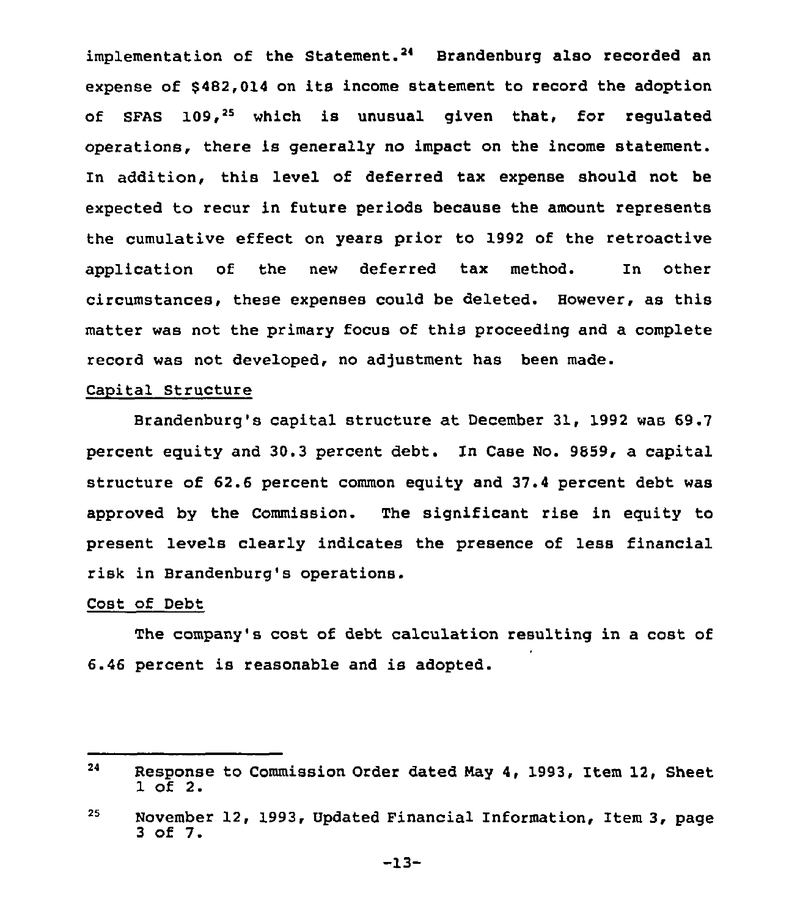implementation of the Statement.[24] Brandenburg also recorded an expense of $482,014 on its income statement to record the adoption of SFAS 109,[25] which is unusual given that, for regulated operations, there is generally no impact on the income statement. In addition, this level of deferred tax expense should not be expected to recur in future periods because the amount represents the cumulative effect on years prior to 1992 of the retroactive application of the new deferred tax method. In other circumstances, these expenses could be deleted. However, as this matter was not the primary focus of this proceeding and a complete record was not developed, no adjustment has been made.

Capital Structure

Brandenburg's capital structure at December 31, 1992 was 69.7 percent equity and 30.3 percent debt. In Case No. 9859, a capital structure of 62.6 percent common equity and 37.4 percent debt was approved by the Commission. The significant rise in equity to present levels clearly indicates the presence of less financial risk in Brandenburg's operations.

Cost of Debt

The company's cost of debt calculation resulting in a cost of 6.46 percent is reasonable and is adopted.

---

[24] Response to Commission Order dated May 4, 1993, Item 12, Sheet 1 of 2.

[25] November 12, 1993, Updated Financial Information, Item 3, page 3 of 7.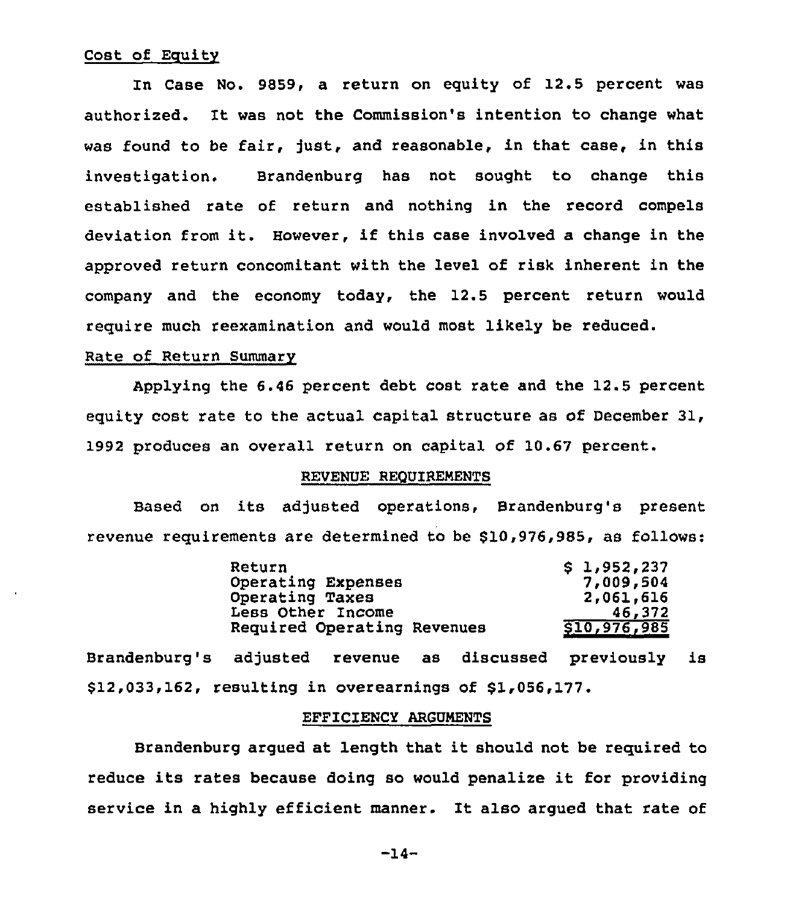Cost of Equity

In Case No. 9859, a return on equity of 12.5 percent was authorized. It was not the Commission's intention to change what was found to be fair, just, and reasonable, in that case, in this investigation. Brandenburg has not sought to change this established rate of return and nothing in the record compels deviation from it. However, if this case involved a change in the approved return concomitant with the level of risk inherent in the company and the economy today, the 12.5 percent return would require much reexamination and would most likely be reduced.

Rate of Return Summary

Applying the 6.46 percent debt cost rate and the 12.5 percent equity cost rate to the actual capital structure as of December 31, 1992 produces an overall return on capital of 10.67 percent.

## REVENUE REQUIREMENTS

Based on its adjusted operations, Brandenburg's present revenue requirements are determined to be $10,976,985, as follows:

| | |
|---|---|
| Return | $ 1,952,237 |
| Operating Expenses | 7,009,504 |
| Operating Taxes | 2,061,616 |
| Less Other Income | 46,372 |
| Required Operating Revenues | $10,976,985 |

Brandenburg's adjusted revenue as discussed previously is $12,033,162, resulting in overearnings of $1,056,177.

## EFFICIENCY ARGUMENTS

Brandenburg argued at length that it should not be required to reduce its rates because doing so would penalize it for providing service in a highly efficient manner. It also argued that rate of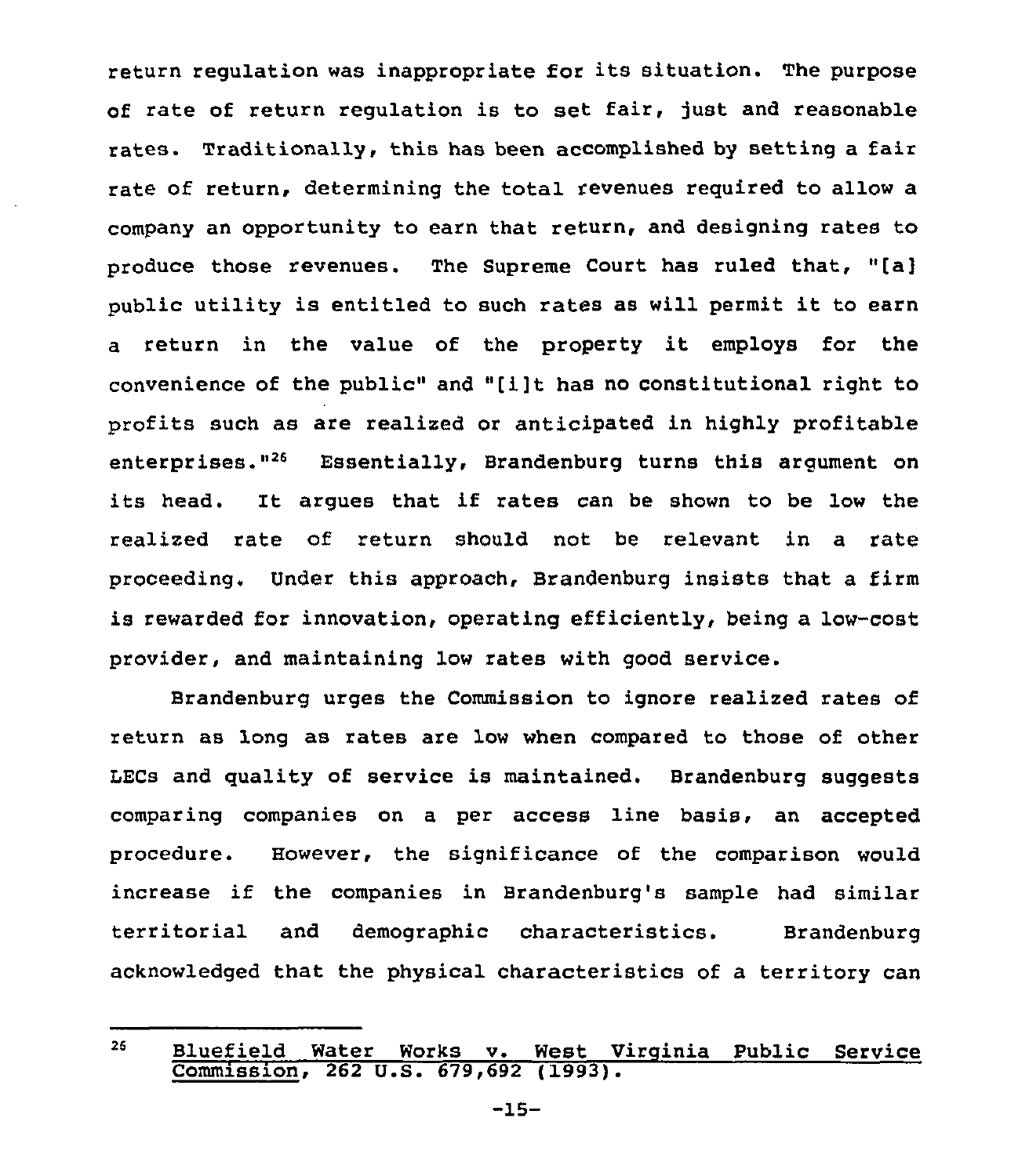return regulation was inappropriate for its situation. The purpose of rate of return regulation is to set fair, just and reasonable rates. Traditionally, this has been accomplished by setting a fair rate of return, determining the total revenues required to allow a company an opportunity to earn that return, and designing rates to produce those revenues. The Supreme Court has ruled that, "[a] public utility is entitled to such rates as will permit it to earn a return in the value of the property it employs for the convenience of the public" and "[i]t has no constitutional right to profits such as are realized or anticipated in highly profitable enterprises."[26] Essentially, Brandenburg turns this argument on its head. It argues that if rates can be shown to be low the realized rate of return should not be relevant in a rate proceeding. Under this approach, Brandenburg insists that a firm is rewarded for innovation, operating efficiently, being a low-cost provider, and maintaining low rates with good service.

Brandenburg urges the Commission to ignore realized rates of return as long as rates are low when compared to those of other LECs and quality of service is maintained. Brandenburg suggests comparing companies on a per access line basis, an accepted procedure. However, the significance of the comparison would increase if the companies in Brandenburg's sample had similar territorial and demographic characteristics. Brandenburg acknowledged that the physical characteristics of a territory can

---

[26] Bluefield Water Works v. West Virginia Public Service Commission, 262 U.S. 679,692 (1993).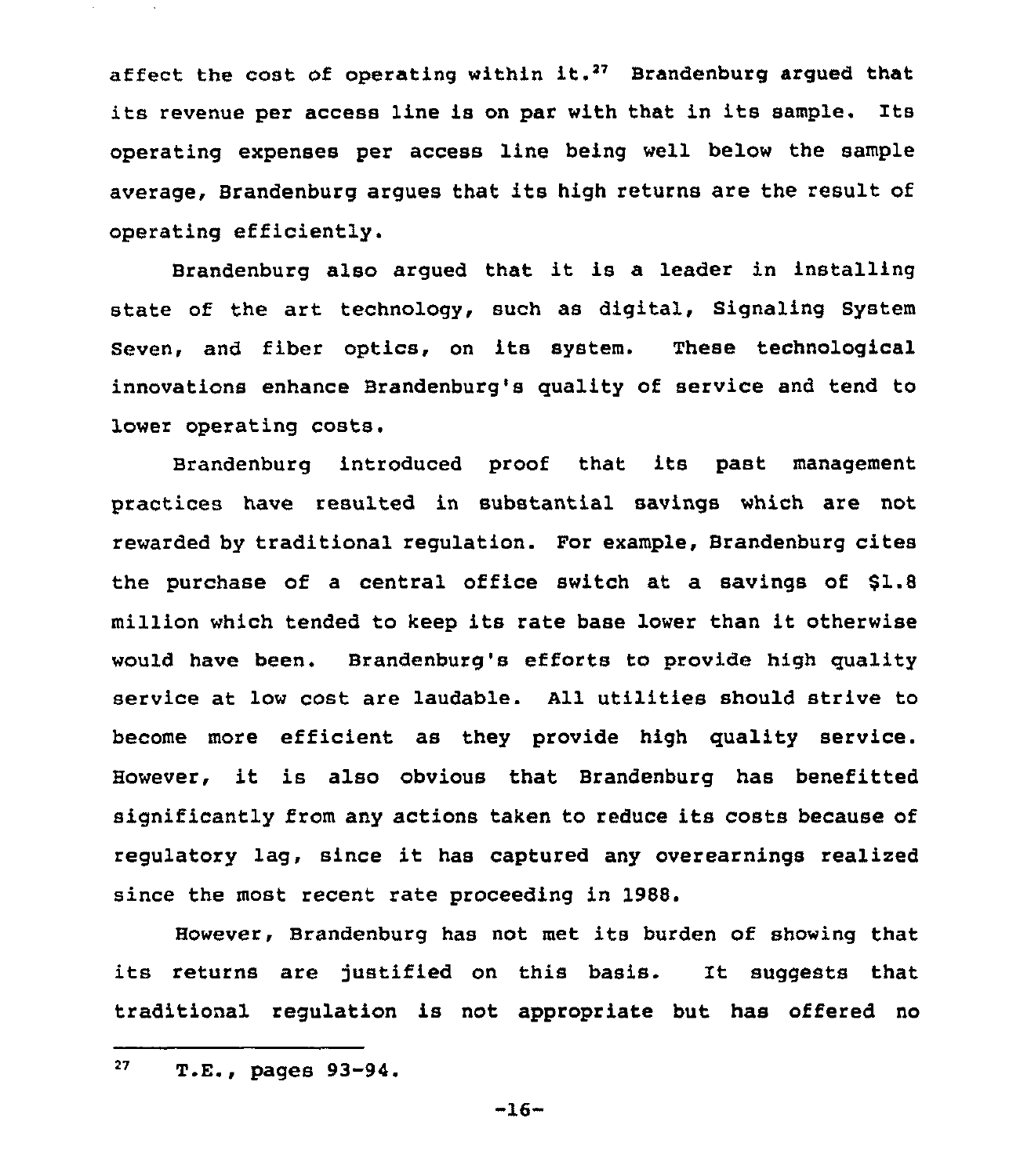affect the cost of operating within it.[27] Brandenburg argued that its revenue per access line is on par with that in its sample. Its operating expenses per access line being well below the sample average, Brandenburg argues that its high returns are the result of operating efficiently.

Brandenburg also argued that it is a leader in installing state of the art technology, such as digital, Signaling System Seven, and fiber optics, on its system. These technological innovations enhance Brandenburg's quality of service and tend to lower operating costs.

Brandenburg introduced proof that its past management practices have resulted in substantial savings which are not rewarded by traditional regulation. For example, Brandenburg cites the purchase of a central office switch at a savings of $1.8 million which tended to keep its rate base lower than it otherwise would have been. Brandenburg's efforts to provide high quality service at low cost are laudable. All utilities should strive to become more efficient as they provide high quality service. However, it is also obvious that Brandenburg has benefitted significantly from any actions taken to reduce its costs because of regulatory lag, since it has captured any overearnings realized since the most recent rate proceeding in 1988.

However, Brandenburg has not met its burden of showing that its returns are justified on this basis. It suggests that traditional regulation is not appropriate but has offered no

---

[27] T.E., pages 93-94.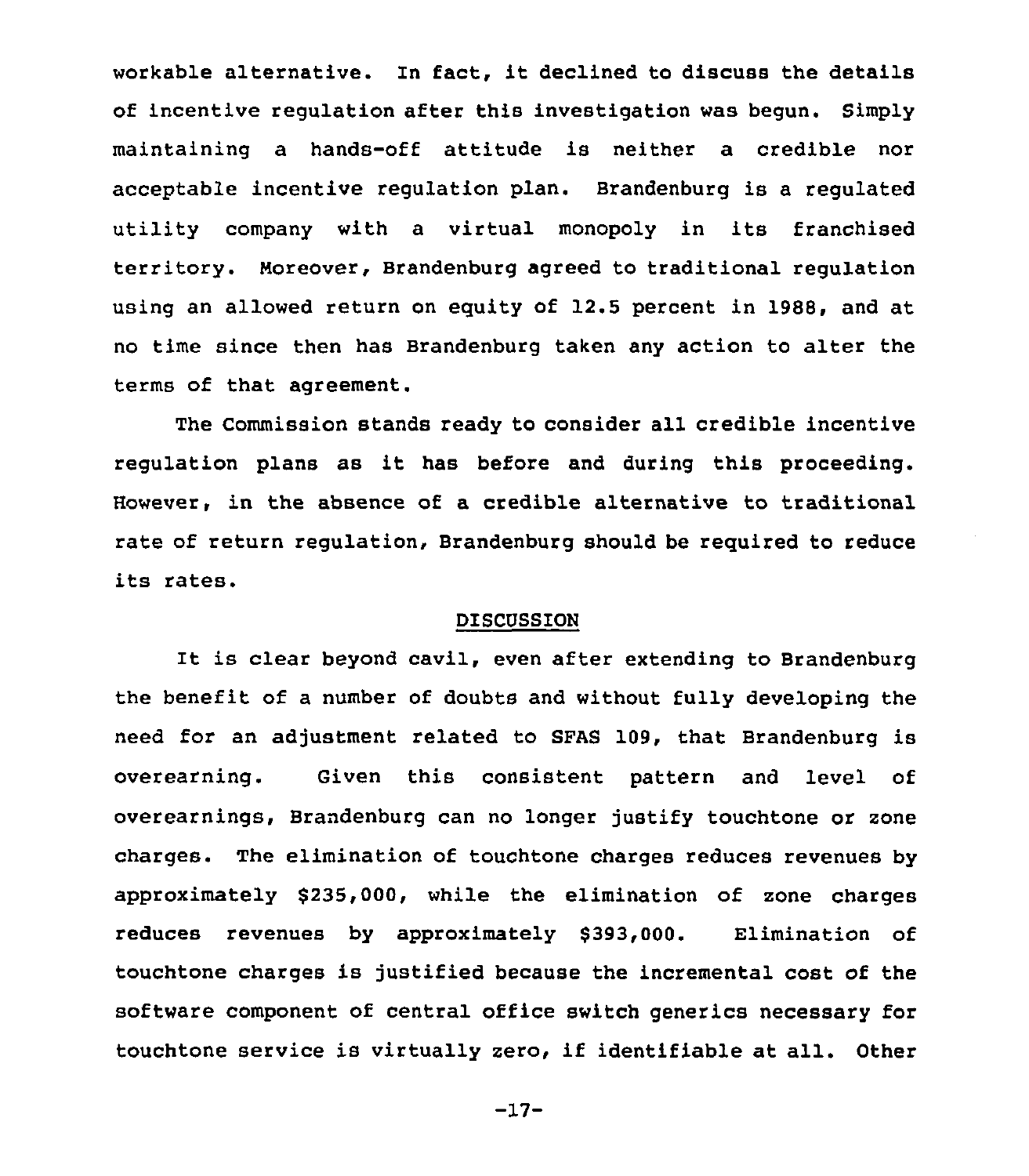workable alternative. In fact, it declined to discuss the details of incentive regulation after this investigation was begun. Simply maintaining a hands-off attitude is neither a credible nor acceptable incentive regulation plan. Brandenburg is a regulated utility company with a virtual monopoly in its franchised territory. Moreover, Brandenburg agreed to traditional regulation using an allowed return on equity of 12.5 percent in 1988, and at no time since then has Brandenburg taken any action to alter the terms of that agreement.

The Commission stands ready to consider all credible incentive regulation plans as it has before and during this proceeding. However, in the absence of a credible alternative to traditional rate of return regulation, Brandenburg should be required to reduce its rates.

## DISCUSSION

It is clear beyond cavil, even after extending to Brandenburg the benefit of a number of doubts and without fully developing the need for an adjustment related to SFAS 109, that Brandenburg is overearning. Given this consistent pattern and level of overearnings, Brandenburg can no longer justify touchtone or zone charges. The elimination of touchtone charges reduces revenues by approximately $235,000, while the elimination of zone charges reduces revenues by approximately $393,000. Elimination of touchtone charges is justified because the incremental cost of the software component of central office switch generics necessary for touchtone service is virtually zero, if identifiable at all. Other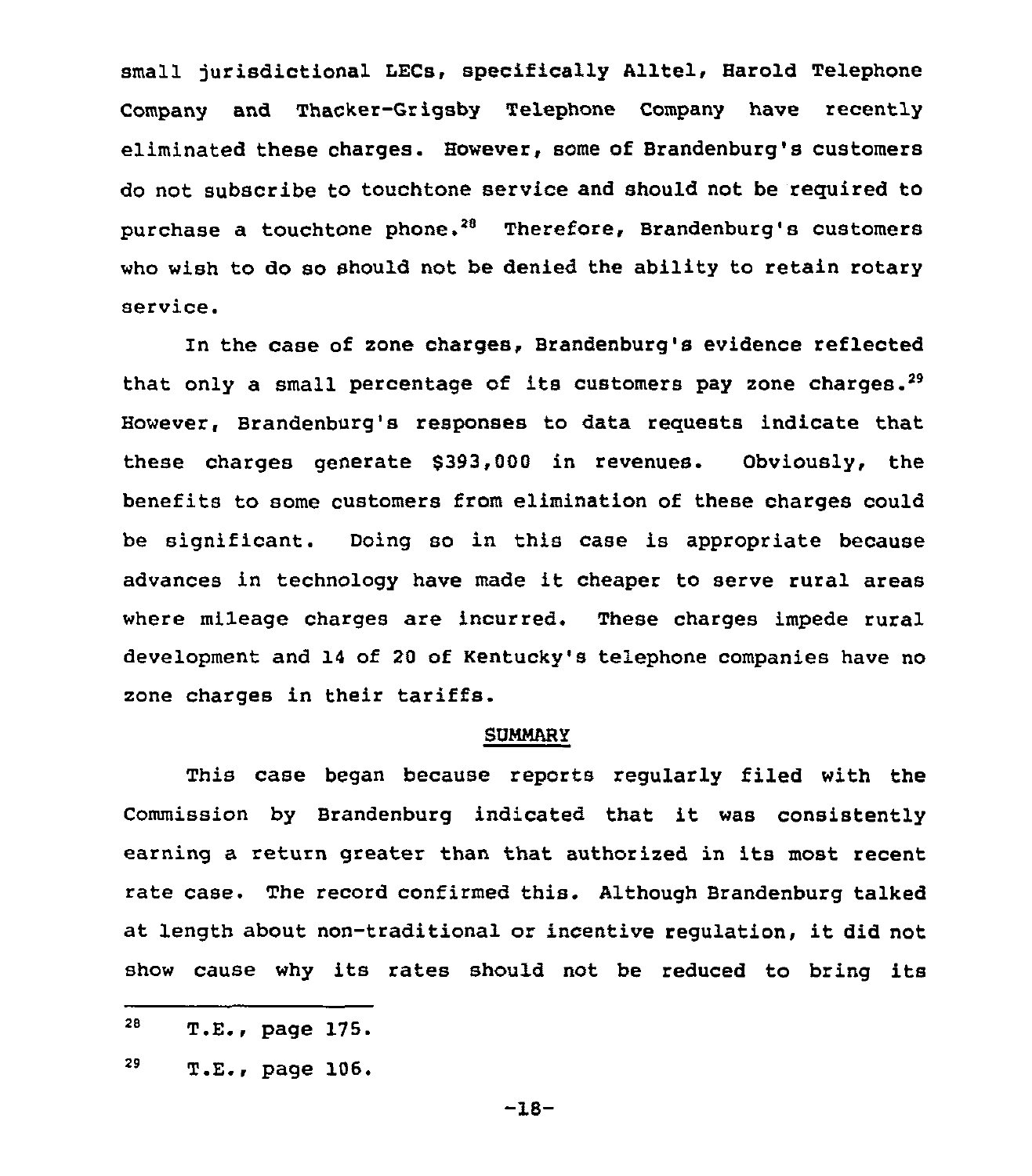small jurisdictional LECs, specifically Alltel, Harold Telephone Company and Thacker-Grigsby Telephone Company have recently eliminated these charges. However, some of Brandenburg's customers do not subscribe to touchtone service and should not be required to purchase a touchtone phone.[28] Therefore, Brandenburg's customers who wish to do so should not be denied the ability to retain rotary service.

In the case of zone charges, Brandenburg's evidence reflected that only a small percentage of its customers pay zone charges.[29] However, Brandenburg's responses to data requests indicate that these charges generate $393,000 in revenues. Obviously, the benefits to some customers from elimination of these charges could be significant. Doing so in this case is appropriate because advances in technology have made it cheaper to serve rural areas where mileage charges are incurred. These charges impede rural development and 14 of 20 of Kentucky's telephone companies have no zone charges in their tariffs.

## SUMMARY

This case began because reports regularly filed with the Commission by Brandenburg indicated that it was consistently earning a return greater than that authorized in its most recent rate case. The record confirmed this. Although Brandenburg talked at length about non-traditional or incentive regulation, it did not show cause why its rates should not be reduced to bring its

---

[28] T.E., page 175.

[29] T.E., page 106.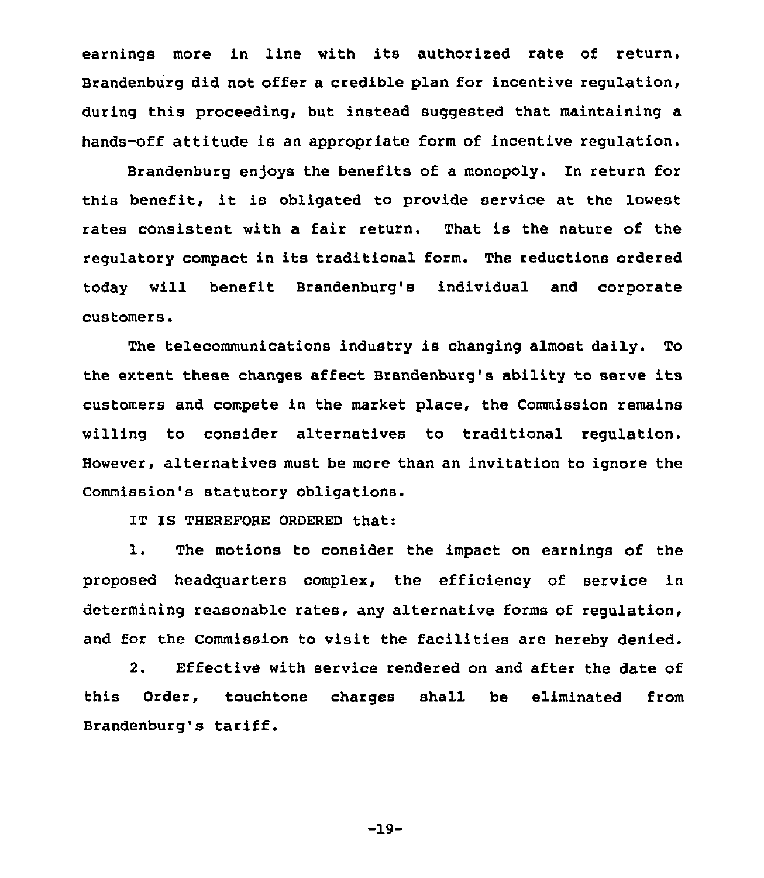earnings more in line with its authorized rate of return. Brandenburg did not offer a credible plan for incentive regulation, during this proceeding, but instead suggested that maintaining a hands-off attitude is an appropriate form of incentive regulation.

Brandenburg enjoys the benefits of a monopoly. In return for this benefit, it is obligated to provide service at the lowest rates consistent with a fair return. That is the nature of the regulatory compact in its traditional form. The reductions ordered today will benefit Brandenburg's individual and corporate customers.

The telecommunications industry is changing almost daily. To the extent these changes affect Brandenburg's ability to serve its customers and compete in the market place, the Commission remains willing to consider alternatives to traditional regulation. However, alternatives must be more than an invitation to ignore the Commission's statutory obligations.

IT IS THEREFORE ORDERED that:

1. The motions to consider the impact on earnings of the proposed headquarters complex, the efficiency of service in determining reasonable rates, any alternative forms of regulation, and for the Commission to visit the facilities are hereby denied.

2. Effective with service rendered on and after the date of this Order, touchtone charges shall be eliminated from Brandenburg's tariff.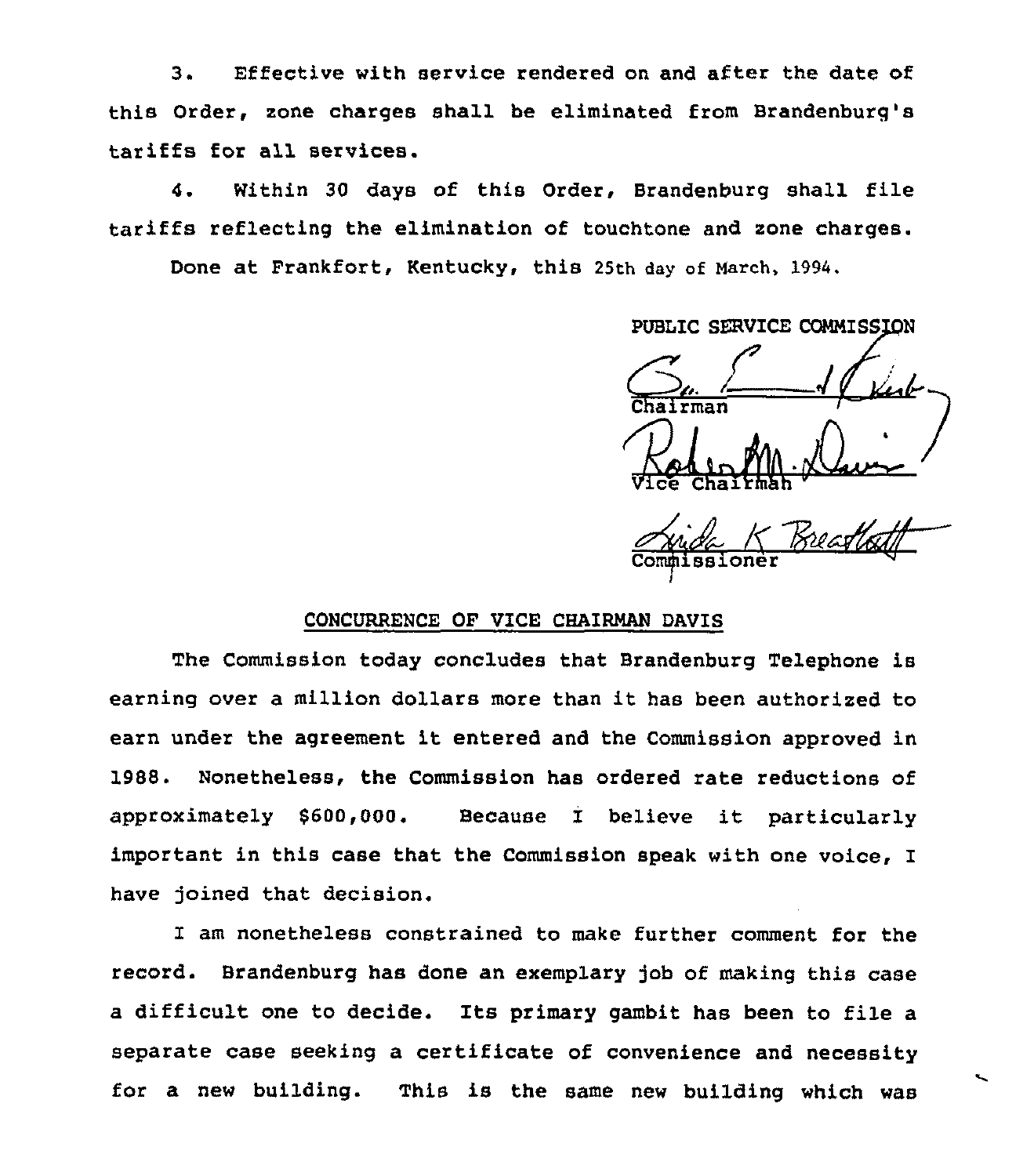3. Effective with service rendered on and after the date of this Order, zone charges shall be eliminated from Brandenburg's tariffs for all services.

4. Within 30 days of this Order, Brandenburg shall file tariffs reflecting the elimination of touchtone and zone charges.

Done at Frankfort, Kentucky, this 25th day of March, 1994.

PUBLIC SERVICE COMMISSION

Chairman

Vice Chairman

Commissioner

## CONCURRENCE OF VICE CHAIRMAN DAVIS

The Commission today concludes that Brandenburg Telephone is earning over a million dollars more than it has been authorized to earn under the agreement it entered and the Commission approved in 1988. Nonetheless, the Commission has ordered rate reductions of approximately $600,000. Because I believe it particularly important in this case that the Commission speak with one voice, I have joined that decision.

I am nonetheless constrained to make further comment for the record. Brandenburg has done an exemplary job of making this case a difficult one to decide. Its primary gambit has been to file a separate case seeking a certificate of convenience and necessity for a new building. This is the same new building which was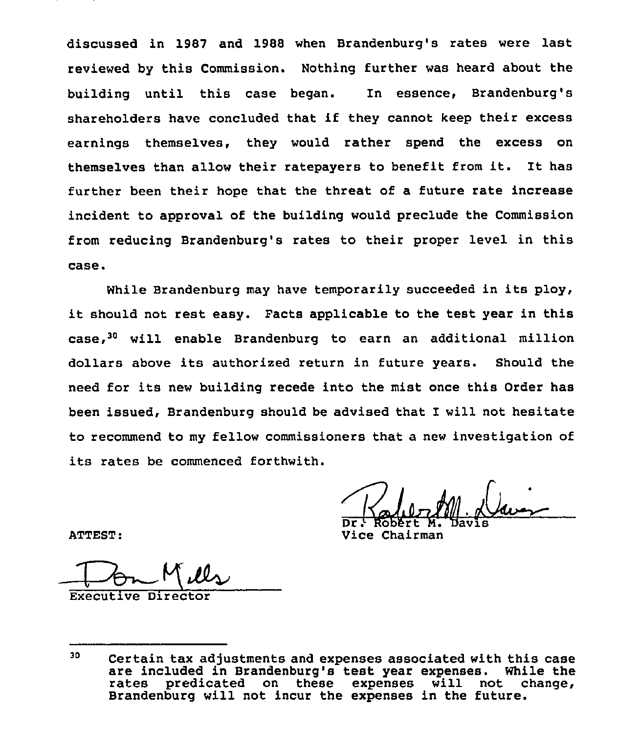discussed in 1987 and 1988 when Brandenburg's rates were last reviewed by this Commission. Nothing further was heard about the building until this case began. In essence, Brandenburg's shareholders have concluded that if they cannot keep their excess earnings themselves, they would rather spend the excess on themselves than allow their ratepayers to benefit from it. It has further been their hope that the threat of a future rate increase incident to approval of the building would preclude the Commission from reducing Brandenburg's rates to their proper level in this case.

While Brandenburg may have temporarily succeeded in its ploy, it should not rest easy. Facts applicable to the test year in this case,[30] will enable Brandenburg to earn an additional million dollars above its authorized return in future years. Should the need for its new building recede into the mist once this Order has been issued, Brandenburg should be advised that I will not hesitate to recommend to my fellow commissioners that a new investigation of its rates be commenced forthwith.

Dr. Robert M. Davis
Vice Chairman

ATTEST:

Executive Director

---

[30] Certain tax adjustments and expenses associated with this case are included in Brandenburg's test year expenses. While the rates predicated on these expenses will not change, Brandenburg will not incur the expenses in the future.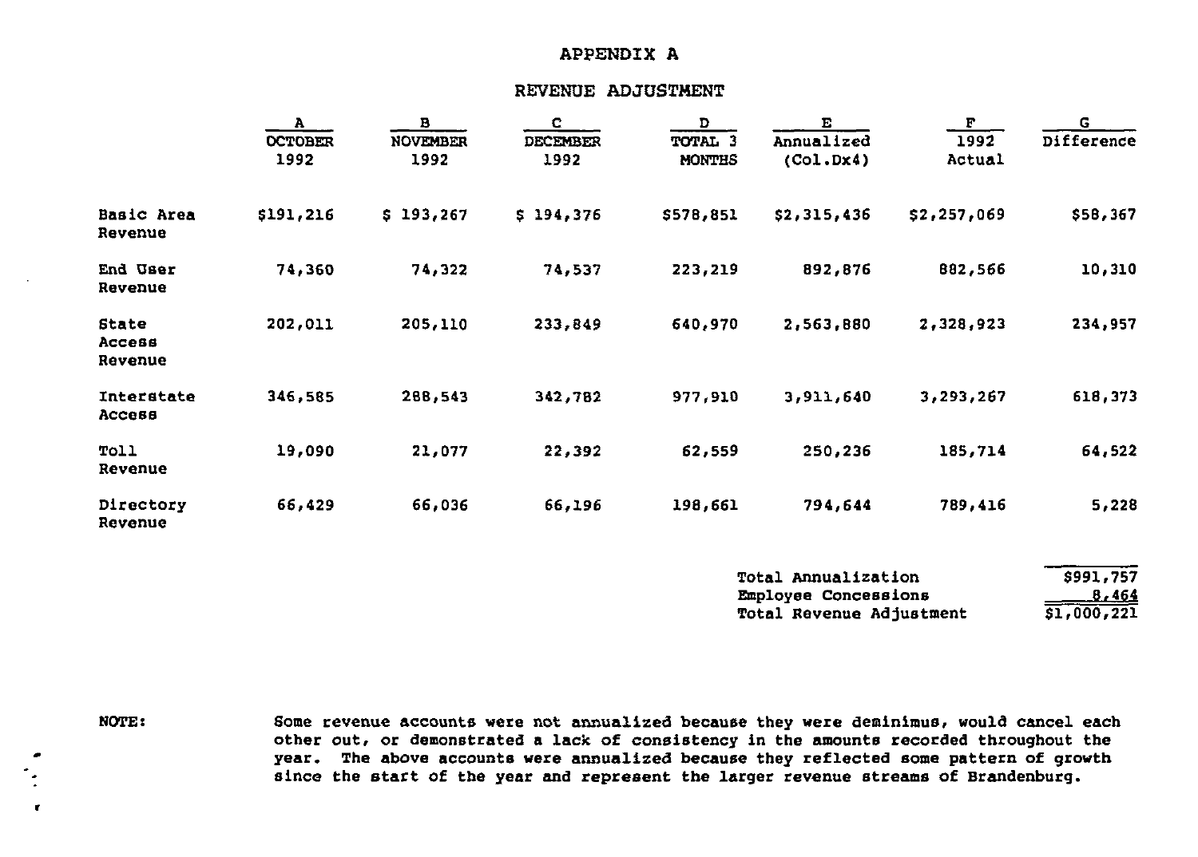# APPENDIX A

## REVENUE ADJUSTMENT

| | A<br>OCTOBER 1992 | B<br>NOVEMBER 1992 | C<br>DECEMBER 1992 | D<br>TOTAL 3 MONTHS | E<br>Annualized (Col.Dx4) | F<br>1992 Actual | G<br>Difference |
|---|---|---|---|---|---|---|---|
| Basic Area Revenue | $191,216 | $ 193,267 | $ 194,376 | $578,851 | $2,315,436 | $2,257,069 | $58,367 |
| End User Revenue | 74,360 | 74,322 | 74,537 | 223,219 | 892,876 | 882,566 | 10,310 |
| State Access Revenue | 202,011 | 205,110 | 233,849 | 640,970 | 2,563,880 | 2,328,923 | 234,957 |
| Interstate Access | 346,585 | 288,543 | 342,782 | 977,910 | 3,911,640 | 3,293,267 | 618,373 |
| Toll Revenue | 19,090 | 21,077 | 22,392 | 62,559 | 250,236 | 185,714 | 64,522 |
| Directory Revenue | 66,429 | 66,036 | 66,196 | 198,661 | 794,644 | 789,416 | 5,228 |

| | |
|---|---|
| Total Annualization | $991,757 |
| Employee Concessions | 8,464 |
| Total Revenue Adjustment | $1,000,221 |

NOTE: Some revenue accounts were not annualized because they were deminimus, would cancel each other out, or demonstrated a lack of consistency in the amounts recorded throughout the year. The above accounts were annualized because they reflected some pattern of growth since the start of the year and represent the larger revenue streams of Brandenburg.